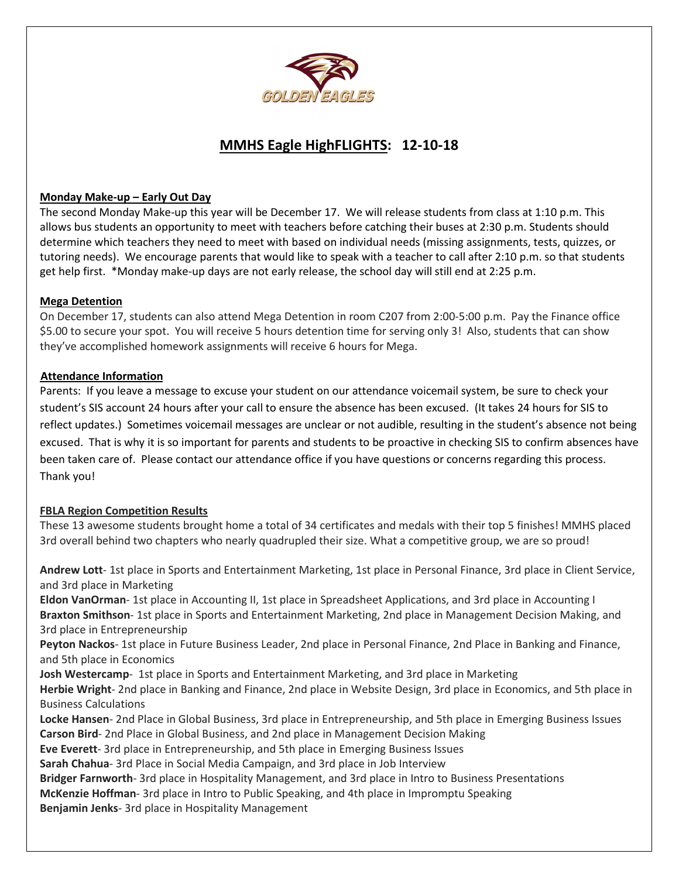GOLDEN EAGLES

# MMHS Eagle HighFLIGHTS: 12-10-18

## Monday Make-up – Early Out Day

The second Monday Make-up this year will be December 17. We will release students from class at 1:10 p.m. This allows bus students an opportunity to meet with teachers before catching their buses at 2:30 p.m. Students should determine which teachers they need to meet with based on individual needs (missing assignments, tests, quizzes, or tutoring needs). We encourage parents that would like to speak with a teacher to call after 2:10 p.m. so that students get help first. *Monday make-up days are not early release, the school day will still end at 2:25 p.m.

## Mega Detention

On December 17, students can also attend Mega Detention in room C207 from 2:00-5:00 p.m. Pay the Finance office $5.00 to secure your spot. You will receive 5 hours detention time for serving only 3! Also, students that can show they've accomplished homework assignments will receive 6 hours for Mega.

## Attendance Information

Parents: If you leave a message to excuse your student on our attendance voicemail system, be sure to check your student's SIS account 24 hours after your call to ensure the absence has been excused. (It takes 24 hours for SIS to reflect updates.) Sometimes voicemail messages are unclear or not audible, resulting in the student's absence not being excused. That is why it is so important for parents and students to be proactive in checking SIS to confirm absences have been taken care of. Please contact our attendance office if you have questions or concerns regarding this process. Thank you!

## FBLA Region Competition Results

These 13 awesome students brought home a total of 34 certificates and medals with their top 5 finishes! MMHS placed 3rd overall behind two chapters who nearly quadrupled their size. What a competitive group, we are so proud!

**Andrew Lott**- 1st place in Sports and Entertainment Marketing, 1st place in Personal Finance, 3rd place in Client Service, and 3rd place in Marketing
**Eldon VanOrman**- 1st place in Accounting II, 1st place in Spreadsheet Applications, and 3rd place in Accounting I
**Braxton Smithson**- 1st place in Sports and Entertainment Marketing, 2nd place in Management Decision Making, and 3rd place in Entrepreneurship
**Peyton Nackos**- 1st place in Future Business Leader, 2nd place in Personal Finance, 2nd Place in Banking and Finance, and 5th place in Economics
**Josh Westercamp**- 1st place in Sports and Entertainment Marketing, and 3rd place in Marketing
**Herbie Wright**- 2nd place in Banking and Finance, 2nd place in Website Design, 3rd place in Economics, and 5th place in Business Calculations
**Locke Hansen**- 2nd Place in Global Business, 3rd place in Entrepreneurship, and 5th place in Emerging Business Issues
**Carson Bird**- 2nd Place in Global Business, and 2nd place in Management Decision Making
**Eve Everett**- 3rd place in Entrepreneurship, and 5th place in Emerging Business Issues
**Sarah Chahua**- 3rd Place in Social Media Campaign, and 3rd place in Job Interview
**Bridger Farnworth**- 3rd place in Hospitality Management, and 3rd place in Intro to Business Presentations
**McKenzie Hoffman**- 3rd place in Intro to Public Speaking, and 4th place in Impromptu Speaking
**Benjamin Jenks**- 3rd place in Hospitality Management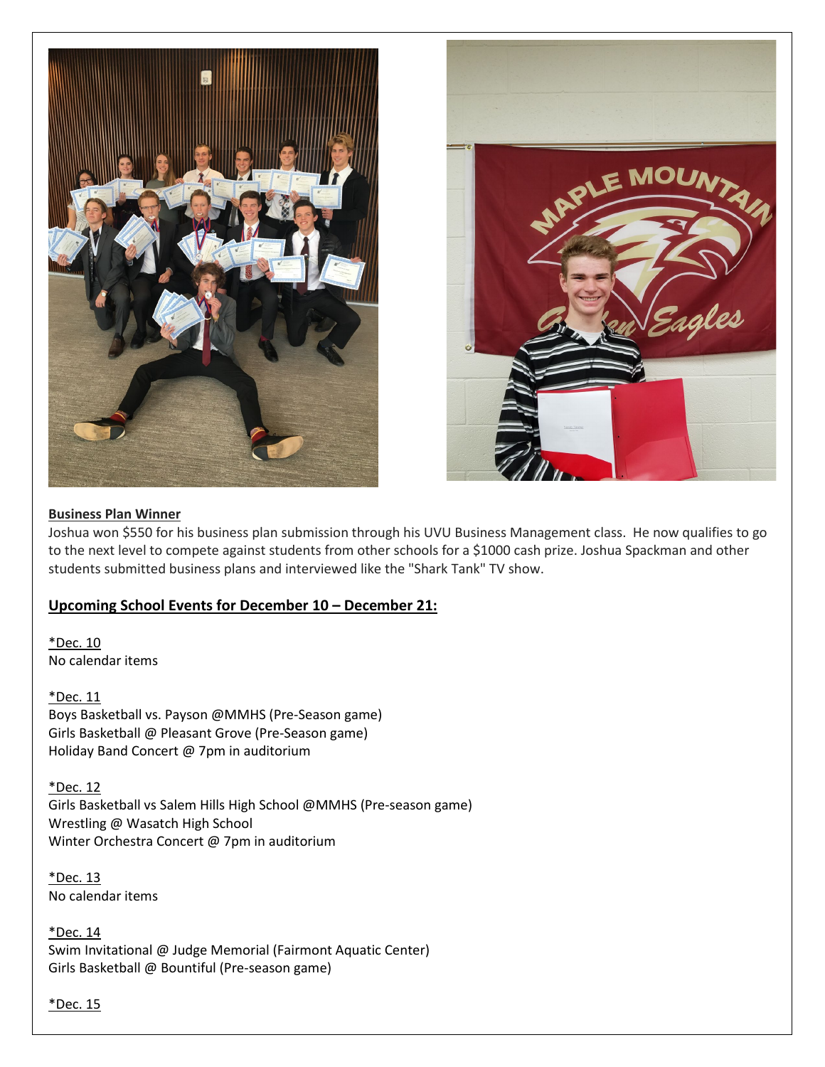**Business Plan Winner**

Joshua won $550 for his business plan submission through his UVU Business Management class. He now qualifies to go to the next level to compete against students from other schools for a $1000 cash prize. Joshua Spackman and other students submitted business plans and interviewed like the "Shark Tank" TV show.

## Upcoming School Events for December 10 – December 21:

*Dec. 10
No calendar items

*Dec. 11
Boys Basketball vs. Payson @MMHS (Pre-Season game)
Girls Basketball @ Pleasant Grove (Pre-Season game)
Holiday Band Concert @ 7pm in auditorium

*Dec. 12
Girls Basketball vs Salem Hills High School @MMHS (Pre-season game)
Wrestling @ Wasatch High School
Winter Orchestra Concert @ 7pm in auditorium

*Dec. 13
No calendar items

*Dec. 14
Swim Invitational @ Judge Memorial (Fairmont Aquatic Center)
Girls Basketball @ Bountiful (Pre-season game)

*Dec. 15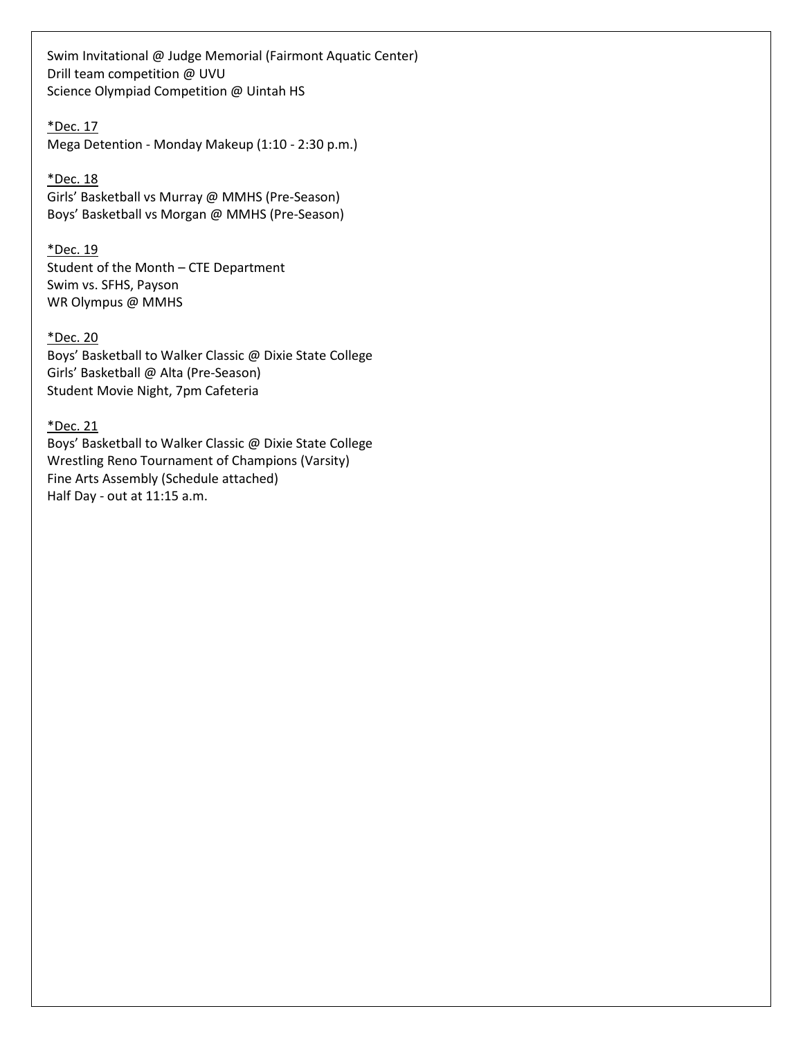Swim Invitational @ Judge Memorial (Fairmont Aquatic Center)
Drill team competition @ UVU
Science Olympiad Competition @ Uintah HS

*Dec. 17
Mega Detention - Monday Makeup (1:10 - 2:30 p.m.)

*Dec. 18
Girls' Basketball vs Murray @ MMHS (Pre-Season)
Boys' Basketball vs Morgan @ MMHS (Pre-Season)

*Dec. 19
Student of the Month – CTE Department
Swim vs. SFHS, Payson
WR Olympus @ MMHS

*Dec. 20
Boys' Basketball to Walker Classic @ Dixie State College
Girls' Basketball @ Alta (Pre-Season)
Student Movie Night, 7pm Cafeteria

*Dec. 21
Boys' Basketball to Walker Classic @ Dixie State College
Wrestling Reno Tournament of Champions (Varsity)
Fine Arts Assembly (Schedule attached)
Half Day - out at 11:15 a.m.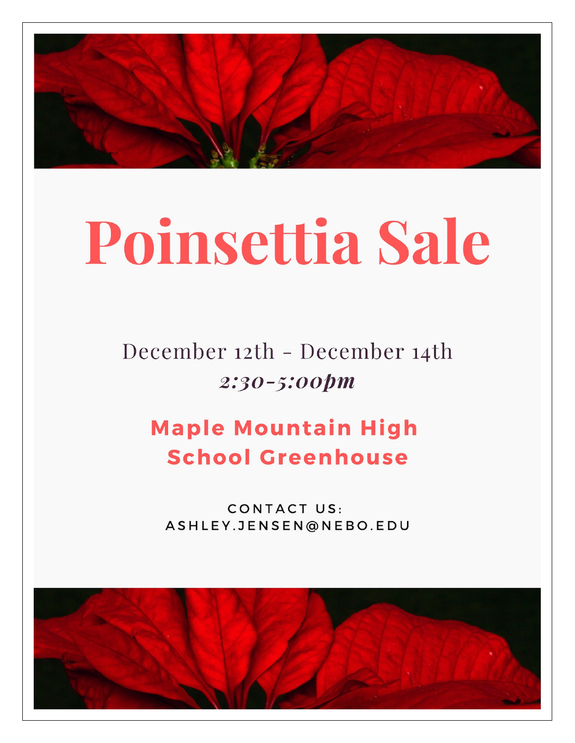# Poinsettia Sale

December 12th - December 14th

*2:30-5:00pm*

**Maple Mountain High School Greenhouse**

CONTACT US:
ASHLEY.JENSEN@NEBO.EDU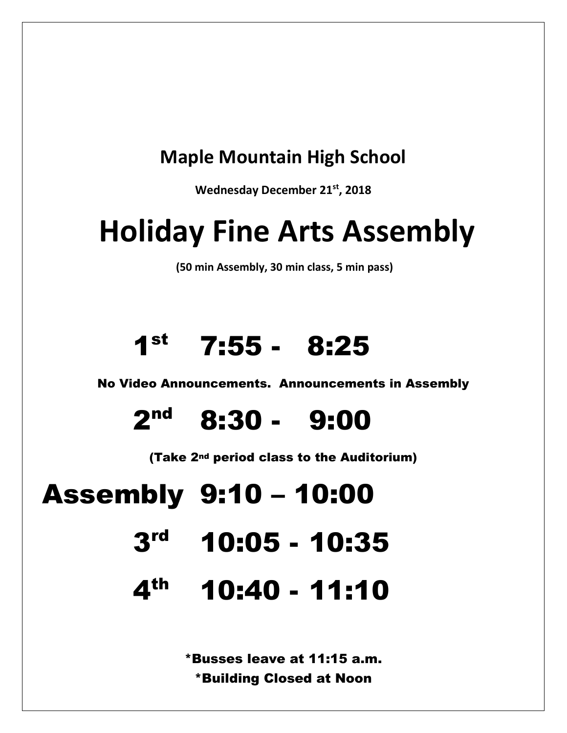## Maple Mountain High School

**Wednesday December 21st, 2018**

# Holiday Fine Arts Assembly

**(50 min Assembly, 30 min class, 5 min pass)**

## 1st 7:55 - 8:25

**No Video Announcements. Announcements in Assembly**

## 2nd 8:30 - 9:00

**(Take 2nd period class to the Auditorium)**

## Assembly 9:10 – 10:00

## 3rd 10:05 - 10:35

## 4th 10:40 - 11:10

*Busses leave at 11:15 a.m.

*Building Closed at Noon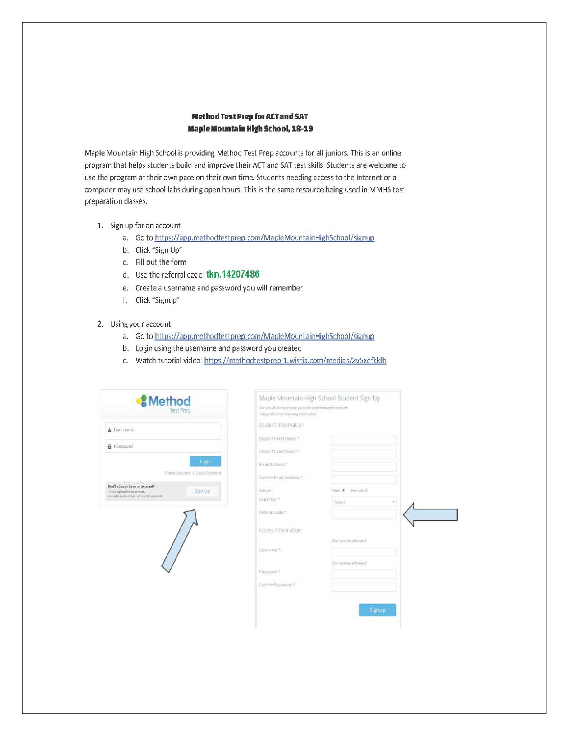# Method Test Prep for ACT and SAT
## Maple Mountain High School, 18-19

Maple Mountain High School is providing Method Test Prep accounts for all juniors. This is an online program that helps students build and improve their ACT and SAT test skills. Students are welcome to use the program at their own pace on their own time. Students needing access to the Internet or a computer may use school labs during open hours. This is the same resource being used in MMHS test preparation classes.

1. Sign up for an account
   a. Go to https://app.methodtestprep.com/MapleMountainHighSchool/signup
   b. Click "Sign Up"
   c. Fill out the form
   d. Use the referral code: **tkn.14207486**
   e. Create a username and password you will remember
   f. Click "Signup"

2. Using your account
   a. Go to https://app.methodtestprep.com/MapleMountainHighSchool/signup
   b. Login using the username and password you created
   c. Watch tutorial video: https://methodtestprep-1.wistia.com/medias/2v5xdfkklh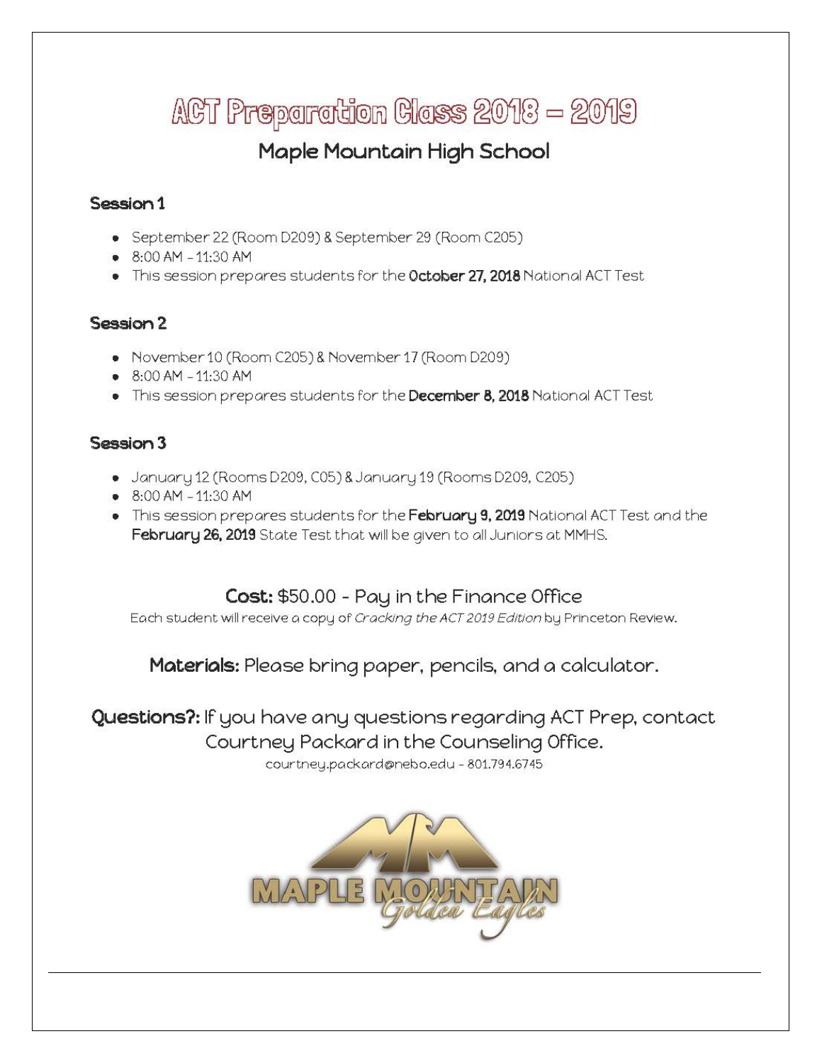# ACT Preparation Class 2018 – 2019

## Maple Mountain High School

### Session 1

- September 22 (Room D209) & September 29 (Room C205)
- 8:00 AM - 11:30 AM
- This session prepares students for the **October 27, 2018** National ACT Test

### Session 2

- November 10 (Room C205) & November 17 (Room D209)
- 8:00 AM - 11:30 AM
- This session prepares students for the **December 8, 2018** National ACT Test

### Session 3

- January 12 (Rooms D209, C05) & January 19 (Rooms D209, C205)
- 8:00 AM - 11:30 AM
- This session prepares students for the **February 9, 2019** National ACT Test and the **February 26, 2019** State Test that will be given to all Juniors at MMHS.

**Cost:** $50.00 - Pay in the Finance Office

Each student will receive a copy of *Cracking the ACT 2019 Edition* by Princeton Review.

**Materials:** Please bring paper, pencils, and a calculator.

**Questions?:** If you have any questions regarding ACT Prep, contact Courtney Packard in the Counseling Office.

courtney.packard@nebo.edu - 801.794.6745

MAPLE MOUNTAIN Golden Eagles